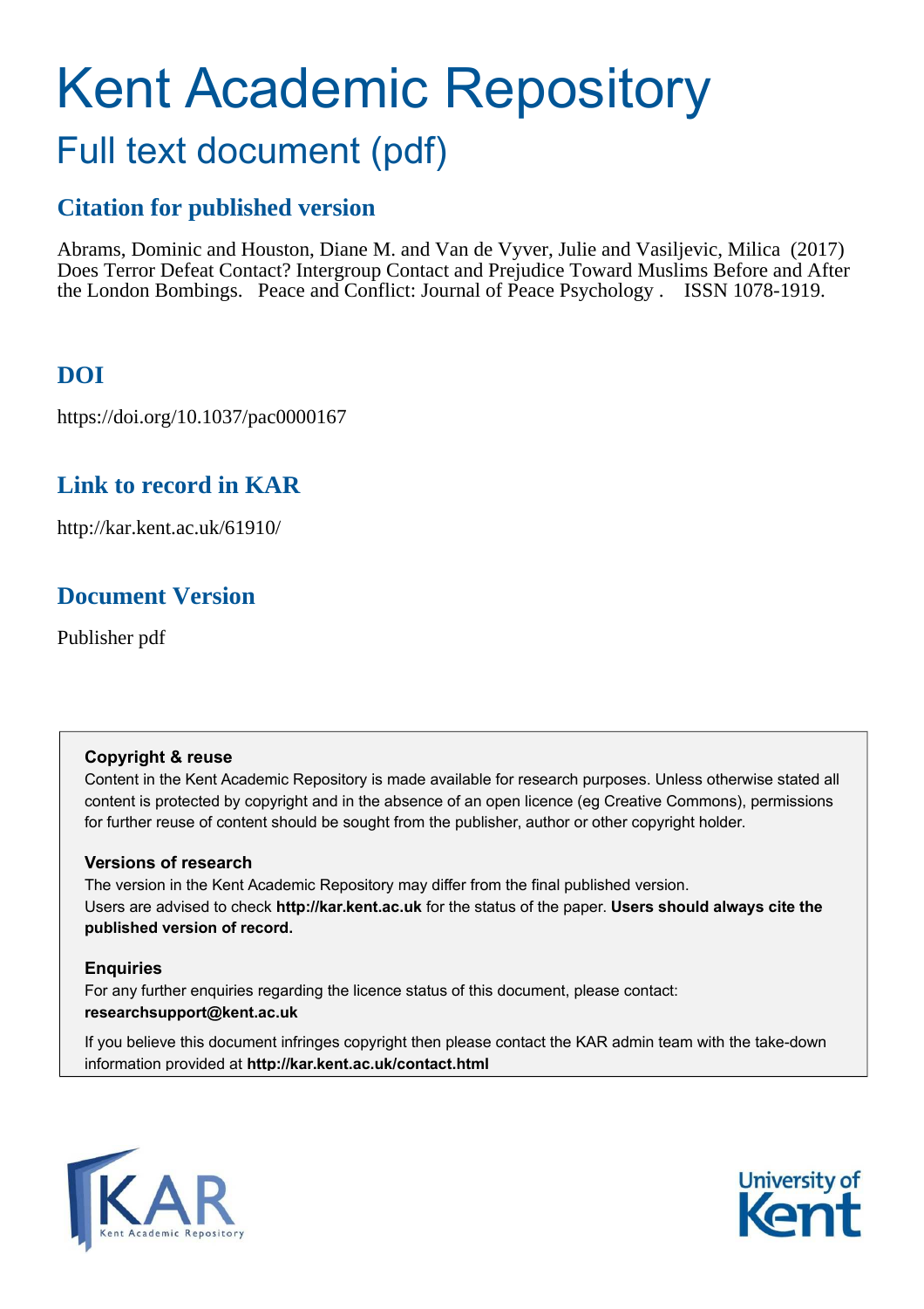# Kent Academic Repository

## Full text document (pdf)

### Citation for published version

Abrams, Dominic and Houston, Diane M. and Van de Vyver, Julie and Vasiljevic, Milica (2017) Does Terror Defeat Contact? Intergroup Contact and Prejudice Toward Muslims Before and After the London Bombings. Peace and Conflict: Journal of Peace Psychology . ISSN 1078-1919.

### DOI

https://doi.org/10.1037/pac0000167

### Link to record in KAR

http://kar.kent.ac.uk/61910/

### Document Version

Publisher pdf

**Copyright & reuse**

Content in the Kent Academic Repository is made available for research purposes. Unless otherwise stated all content is protected by copyright and in the absence of an open licence (eg Creative Commons), permissions for further reuse of content should be sought from the publisher, author or other copyright holder.

**Versions of research**

The version in the Kent Academic Repository may differ from the final published version. Users are advised to check **http://kar.kent.ac.uk** for the status of the paper. **Users should always cite the published version of record.**

**Enquiries**

For any further enquiries regarding the licence status of this document, please contact: **researchsupport@kent.ac.uk**

If you believe this document infringes copyright then please contact the KAR admin team with the take-down information provided at **http://kar.kent.ac.uk/contact.html**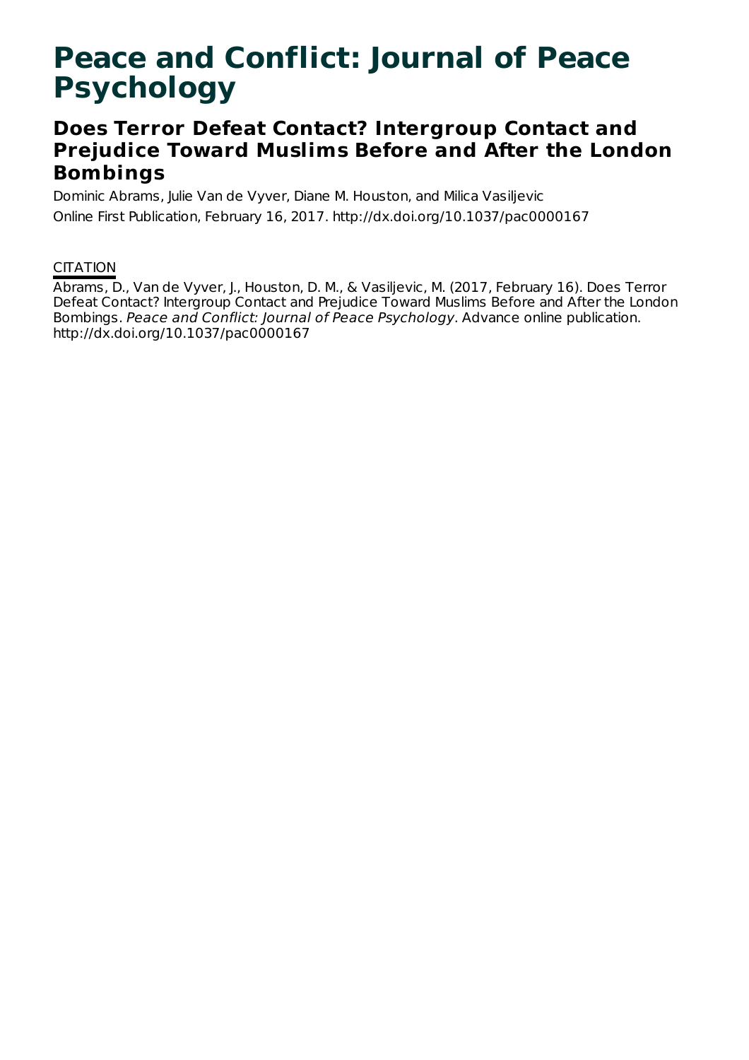# Peace and Conflict: Journal of Peace Psychology

## Does Terror Defeat Contact? Intergroup Contact and Prejudice Toward Muslims Before and After the London Bombings

Dominic Abrams, Julie Van de Vyver, Diane M. Houston, and Milica Vasiljevic

Online First Publication, February 16, 2017. http://dx.doi.org/10.1037/pac0000167

CITATION

Abrams, D., Van de Vyver, J., Houston, D. M., & Vasiljevic, M. (2017, February 16). Does Terror Defeat Contact? Intergroup Contact and Prejudice Toward Muslims Before and After the London Bombings. *Peace and Conflict: Journal of Peace Psychology*. Advance online publication. http://dx.doi.org/10.1037/pac0000167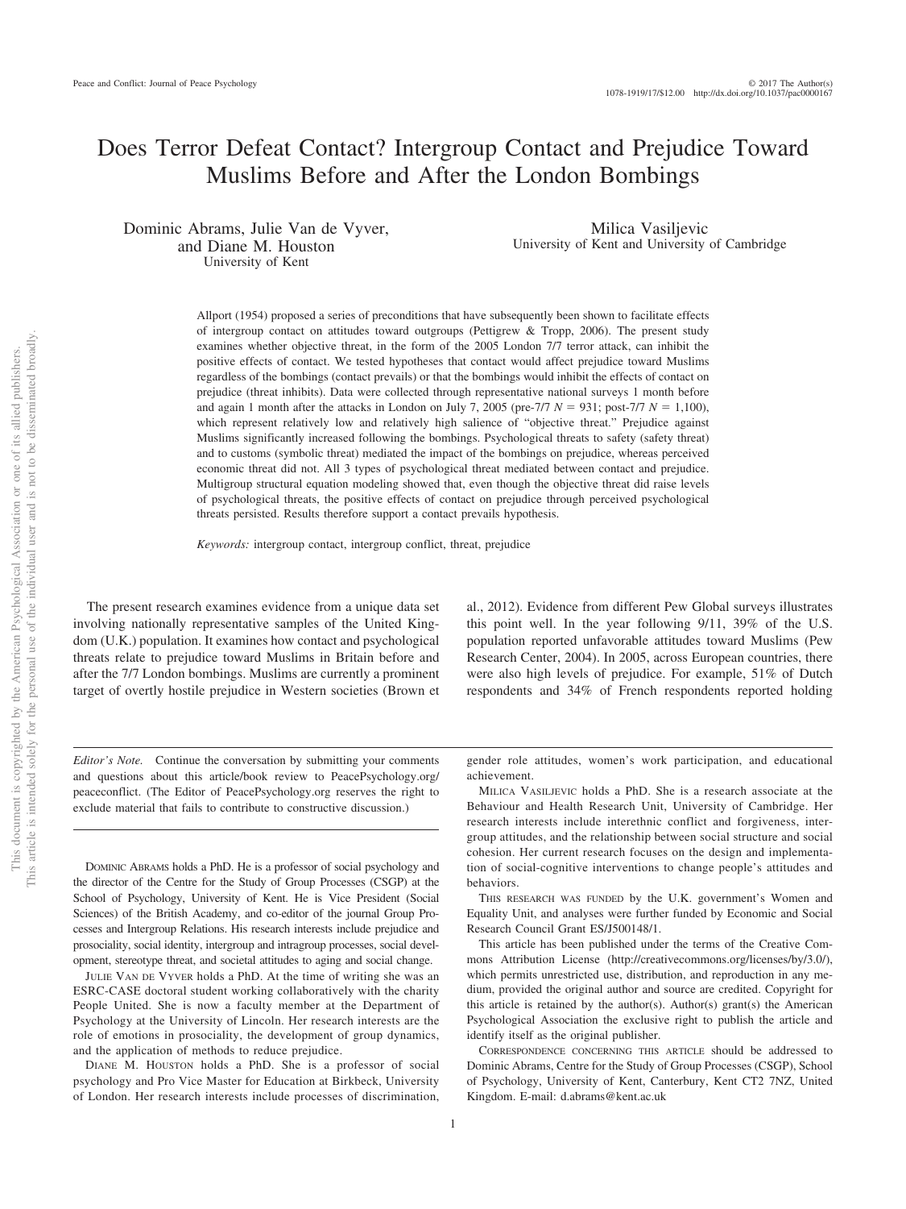# Does Terror Defeat Contact? Intergroup Contact and Prejudice Toward Muslims Before and After the London Bombings

Dominic Abrams, Julie Van de Vyver, and Diane M. Houston
University of Kent

Milica Vasiljevic
University of Kent and University of Cambridge

Allport (1954) proposed a series of preconditions that have subsequently been shown to facilitate effects of intergroup contact on attitudes toward outgroups (Pettigrew & Tropp, 2006). The present study examines whether objective threat, in the form of the 2005 London 7/7 terror attack, can inhibit the positive effects of contact. We tested hypotheses that contact would affect prejudice toward Muslims regardless of the bombings (contact prevails) or that the bombings would inhibit the effects of contact on prejudice (threat inhibits). Data were collected through representative national surveys 1 month before and again 1 month after the attacks in London on July 7, 2005 (pre-7/7 $N = 931$; post-7/7 $N = 1{,}100$), which represent relatively low and relatively high salience of "objective threat." Prejudice against Muslims significantly increased following the bombings. Psychological threats to safety (safety threat) and to customs (symbolic threat) mediated the impact of the bombings on prejudice, whereas perceived economic threat did not. All 3 types of psychological threat mediated between contact and prejudice. Multigroup structural equation modeling showed that, even though the objective threat did raise levels of psychological threats, the positive effects of contact on prejudice through perceived psychological threats persisted. Results therefore support a contact prevails hypothesis.

*Keywords:* intergroup contact, intergroup conflict, threat, prejudice

The present research examines evidence from a unique data set involving nationally representative samples of the United Kingdom (U.K.) population. It examines how contact and psychological threats relate to prejudice toward Muslims in Britain before and after the 7/7 London bombings. Muslims are currently a prominent target of overtly hostile prejudice in Western societies (Brown et al., 2012). Evidence from different Pew Global surveys illustrates this point well. In the year following 9/11, 39% of the U.S. population reported unfavorable attitudes toward Muslims (Pew Research Center, 2004). In 2005, across European countries, there were also high levels of prejudice. For example, 51% of Dutch respondents and 34% of French respondents reported holding

---

*Editor's Note.* Continue the conversation by submitting your comments and questions about this article/book review to PeacePsychology.org/peaceconflict. (The Editor of PeacePsychology.org reserves the right to exclude material that fails to contribute to constructive discussion.)

Dominic Abrams holds a PhD. He is a professor of social psychology and the director of the Centre for the Study of Group Processes (CSGP) at the School of Psychology, University of Kent. He is Vice President (Social Sciences) of the British Academy, and co-editor of the journal Group Processes and Intergroup Relations. His research interests include prejudice and prosociality, social identity, intergroup and intragroup processes, social development, stereotype threat, and societal attitudes to aging and social change.

Julie Van de Vyver holds a PhD. At the time of writing she was an ESRC-CASE doctoral student working collaboratively with the charity People United. She is now a faculty member at the Department of Psychology at the University of Lincoln. Her research interests are the role of emotions in prosociality, the development of group dynamics, and the application of methods to reduce prejudice.

Diane M. Houston holds a PhD. She is a professor of social psychology and Pro Vice Master for Education at Birkbeck, University of London. Her research interests include processes of discrimination, gender role attitudes, women's work participation, and educational achievement.

Milica Vasiljevic holds a PhD. She is a research associate at the Behaviour and Health Research Unit, University of Cambridge. Her research interests include interethnic conflict and forgiveness, intergroup attitudes, and the relationship between social structure and social cohesion. Her current research focuses on the design and implementation of social-cognitive interventions to change people's attitudes and behaviors.

This research was funded by the U.K. government's Women and Equality Unit, and analyses were further funded by Economic and Social Research Council Grant ES/J500148/1.

This article has been published under the terms of the Creative Commons Attribution License (http://creativecommons.org/licenses/by/3.0/), which permits unrestricted use, distribution, and reproduction in any medium, provided the original author and source are credited. Copyright for this article is retained by the author(s). Author(s) grant(s) the American Psychological Association the exclusive right to publish the article and identify itself as the original publisher.

Correspondence concerning this article should be addressed to Dominic Abrams, Centre for the Study of Group Processes (CSGP), School of Psychology, University of Kent, Canterbury, Kent CT2 7NZ, United Kingdom. E-mail: d.abrams@kent.ac.uk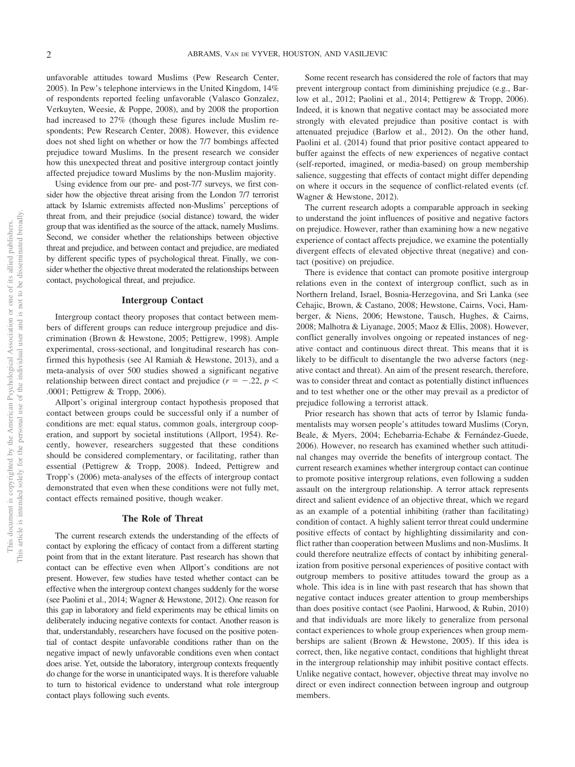unfavorable attitudes toward Muslims (Pew Research Center, 2005). In Pew's telephone interviews in the United Kingdom, 14% of respondents reported feeling unfavorable (Valasco Gonzalez, Verkuyten, Weesie, & Poppe, 2008), and by 2008 the proportion had increased to 27% (though these figures include Muslim respondents; Pew Research Center, 2008). However, this evidence does not shed light on whether or how the 7/7 bombings affected prejudice toward Muslims. In the present research we consider how this unexpected threat and positive intergroup contact jointly affected prejudice toward Muslims by the non-Muslim majority.

Using evidence from our pre- and post-7/7 surveys, we first consider how the objective threat arising from the London 7/7 terrorist attack by Islamic extremists affected non-Muslims' perceptions of threat from, and their prejudice (social distance) toward, the wider group that was identified as the source of the attack, namely Muslims. Second, we consider whether the relationships between objective threat and prejudice, and between contact and prejudice, are mediated by different specific types of psychological threat. Finally, we consider whether the objective threat moderated the relationships between contact, psychological threat, and prejudice.

## Intergroup Contact

Intergroup contact theory proposes that contact between members of different groups can reduce intergroup prejudice and discrimination (Brown & Hewstone, 2005; Pettigrew, 1998). Ample experimental, cross-sectional, and longitudinal research has confirmed this hypothesis (see Al Ramiah & Hewstone, 2013), and a meta-analysis of over 500 studies showed a significant negative relationship between direct contact and prejudice ($r = -.22$, $p < .0001$; Pettigrew & Tropp, 2006).

Allport's original intergroup contact hypothesis proposed that contact between groups could be successful only if a number of conditions are met: equal status, common goals, intergroup cooperation, and support by societal institutions (Allport, 1954). Recently, however, researchers suggested that these conditions should be considered complementary, or facilitating, rather than essential (Pettigrew & Tropp, 2008). Indeed, Pettigrew and Tropp's (2006) meta-analyses of the effects of intergroup contact demonstrated that even when these conditions were not fully met, contact effects remained positive, though weaker.

## The Role of Threat

The current research extends the understanding of the effects of contact by exploring the efficacy of contact from a different starting point from that in the extant literature. Past research has shown that contact can be effective even when Allport's conditions are not present. However, few studies have tested whether contact can be effective when the intergroup context changes suddenly for the worse (see Paolini et al., 2014; Wagner & Hewstone, 2012). One reason for this gap in laboratory and field experiments may be ethical limits on deliberately inducing negative contexts for contact. Another reason is that, understandably, researchers have focused on the positive potential of contact despite unfavorable conditions rather than on the negative impact of newly unfavorable conditions even when contact does arise. Yet, outside the laboratory, intergroup contexts frequently do change for the worse in unanticipated ways. It is therefore valuable to turn to historical evidence to understand what role intergroup contact plays following such events.

Some recent research has considered the role of factors that may prevent intergroup contact from diminishing prejudice (e.g., Barlow et al., 2012; Paolini et al., 2014; Pettigrew & Tropp, 2006). Indeed, it is known that negative contact may be associated more strongly with elevated prejudice than positive contact is with attenuated prejudice (Barlow et al., 2012). On the other hand, Paolini et al. (2014) found that prior positive contact appeared to buffer against the effects of new experiences of negative contact (self-reported, imagined, or media-based) on group membership salience, suggesting that effects of contact might differ depending on where it occurs in the sequence of conflict-related events (cf. Wagner & Hewstone, 2012).

The current research adopts a comparable approach in seeking to understand the joint influences of positive and negative factors on prejudice. However, rather than examining how a new negative experience of contact affects prejudice, we examine the potentially divergent effects of elevated objective threat (negative) and contact (positive) on prejudice.

There is evidence that contact can promote positive intergroup relations even in the context of intergroup conflict, such as in Northern Ireland, Israel, Bosnia-Herzegovina, and Sri Lanka (see Cehajic, Brown, & Castano, 2008; Hewstone, Cairns, Voci, Hamberger, & Niens, 2006; Hewstone, Tausch, Hughes, & Cairns, 2008; Malhotra & Liyanage, 2005; Maoz & Ellis, 2008). However, conflict generally involves ongoing or repeated instances of negative contact and continuous direct threat. This means that it is likely to be difficult to disentangle the two adverse factors (negative contact and threat). An aim of the present research, therefore, was to consider threat and contact as potentially distinct influences and to test whether one or the other may prevail as a predictor of prejudice following a terrorist attack.

Prior research has shown that acts of terror by Islamic fundamentalists may worsen people's attitudes toward Muslims (Coryn, Beale, & Myers, 2004; Echebarria-Echabe & Fernández-Guede, 2006). However, no research has examined whether such attitudinal changes may override the benefits of intergroup contact. The current research examines whether intergroup contact can continue to promote positive intergroup relations, even following a sudden assault on the intergroup relationship. A terror attack represents direct and salient evidence of an objective threat, which we regard as an example of a potential inhibiting (rather than facilitating) condition of contact. A highly salient terror threat could undermine positive effects of contact by highlighting dissimilarity and conflict rather than cooperation between Muslims and non-Muslims. It could therefore neutralize effects of contact by inhibiting generalization from positive personal experiences of positive contact with outgroup members to positive attitudes toward the group as a whole. This idea is in line with past research that has shown that negative contact induces greater attention to group memberships than does positive contact (see Paolini, Harwood, & Rubin, 2010) and that individuals are more likely to generalize from personal contact experiences to whole group experiences when group memberships are salient (Brown & Hewstone, 2005). If this idea is correct, then, like negative contact, conditions that highlight threat in the intergroup relationship may inhibit positive contact effects. Unlike negative contact, however, objective threat may involve no direct or even indirect connection between ingroup and outgroup members.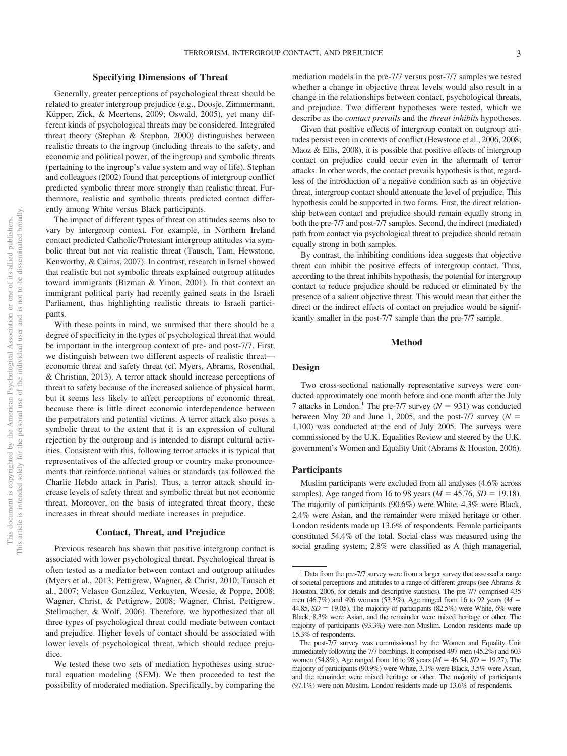## Specifying Dimensions of Threat

Generally, greater perceptions of psychological threat should be related to greater intergroup prejudice (e.g., Doosje, Zimmermann, Küpper, Zick, & Meertens, 2009; Oswald, 2005), yet many different kinds of psychological threats may be considered. Integrated threat theory (Stephan & Stephan, 2000) distinguishes between realistic threats to the ingroup (including threats to the safety, and economic and political power, of the ingroup) and symbolic threats (pertaining to the ingroup's value system and way of life). Stephan and colleagues (2002) found that perceptions of intergroup conflict predicted symbolic threat more strongly than realistic threat. Furthermore, realistic and symbolic threats predicted contact differently among White versus Black participants.

The impact of different types of threat on attitudes seems also to vary by intergroup context. For example, in Northern Ireland contact predicted Catholic/Protestant intergroup attitudes via symbolic threat but not via realistic threat (Tausch, Tam, Hewstone, Kenworthy, & Cairns, 2007). In contrast, research in Israel showed that realistic but not symbolic threats explained outgroup attitudes toward immigrants (Bizman & Yinon, 2001). In that context an immigrant political party had recently gained seats in the Israeli Parliament, thus highlighting realistic threats to Israeli participants.

With these points in mind, we surmised that there should be a degree of specificity in the types of psychological threat that would be important in the intergroup context of pre- and post-7/7. First, we distinguish between two different aspects of realistic threat—economic threat and safety threat (cf. Myers, Abrams, Rosenthal, & Christian, 2013). A terror attack should increase perceptions of threat to safety because of the increased salience of physical harm, but it seems less likely to affect perceptions of economic threat, because there is little direct economic interdependence between the perpetrators and potential victims. A terror attack also poses a symbolic threat to the extent that it is an expression of cultural rejection by the outgroup and is intended to disrupt cultural activities. Consistent with this, following terror attacks it is typical that representatives of the affected group or country make pronouncements that reinforce national values or standards (as followed the Charlie Hebdo attack in Paris). Thus, a terror attack should increase levels of safety threat and symbolic threat but not economic threat. Moreover, on the basis of integrated threat theory, these increases in threat should mediate increases in prejudice.

## Contact, Threat, and Prejudice

Previous research has shown that positive intergroup contact is associated with lower psychological threat. Psychological threat is often tested as a mediator between contact and outgroup attitudes (Myers et al., 2013; Pettigrew, Wagner, & Christ, 2010; Tausch et al., 2007; Velasco González, Verkuyten, Weesie, & Poppe, 2008; Wagner, Christ, & Pettigrew, 2008; Wagner, Christ, Pettigrew, Stellmacher, & Wolf, 2006). Therefore, we hypothesized that all three types of psychological threat could mediate between contact and prejudice. Higher levels of contact should be associated with lower levels of psychological threat, which should reduce prejudice.

We tested these two sets of mediation hypotheses using structural equation modeling (SEM). We then proceeded to test the possibility of moderated mediation. Specifically, by comparing the mediation models in the pre-7/7 versus post-7/7 samples we tested whether a change in objective threat levels would also result in a change in the relationships between contact, psychological threats, and prejudice. Two different hypotheses were tested, which we describe as the *contact prevails* and the *threat inhibits* hypotheses.

Given that positive effects of intergroup contact on outgroup attitudes persist even in contexts of conflict (Hewstone et al., 2006, 2008; Maoz & Ellis, 2008), it is possible that positive effects of intergroup contact on prejudice could occur even in the aftermath of terror attacks. In other words, the contact prevails hypothesis is that, regardless of the introduction of a negative condition such as an objective threat, intergroup contact should attenuate the level of prejudice. This hypothesis could be supported in two forms. First, the direct relationship between contact and prejudice should remain equally strong in both the pre-7/7 and post-7/7 samples. Second, the indirect (mediated) path from contact via psychological threat to prejudice should remain equally strong in both samples.

By contrast, the inhibiting conditions idea suggests that objective threat can inhibit the positive effects of intergroup contact. Thus, according to the threat inhibits hypothesis, the potential for intergroup contact to reduce prejudice should be reduced or eliminated by the presence of a salient objective threat. This would mean that either the direct or the indirect effects of contact on prejudice would be significantly smaller in the post-7/7 sample than the pre-7/7 sample.

# Method

## Design

Two cross-sectional nationally representative surveys were conducted approximately one month before and one month after the July 7 attacks in London.[1] The pre-7/7 survey ($N = 931$) was conducted between May 20 and June 1, 2005, and the post-7/7 survey ($N = 1{,}100$) was conducted at the end of July 2005. The surveys were commissioned by the U.K. Equalities Review and steered by the U.K. government's Women and Equality Unit (Abrams & Houston, 2006).

## Participants

Muslim participants were excluded from all analyses (4.6% across samples). Age ranged from 16 to 98 years ($M = 45.76$, $SD = 19.18$). The majority of participants (90.6%) were White, 4.3% were Black, 2.4% were Asian, and the remainder were mixed heritage or other. London residents made up 13.6% of respondents. Female participants constituted 54.4% of the total. Social class was measured using the social grading system; 2.8% were classified as A (high managerial,

[1] Data from the pre-7/7 survey were from a larger survey that assessed a range of societal perceptions and attitudes to a range of different groups (see Abrams & Houston, 2006, for details and descriptive statistics). The pre-7/7 comprised 435 men (46.7%) and 496 women (53.3%). Age ranged from 16 to 92 years ($M = 44.85$, $SD = 19.05$). The majority of participants (82.5%) were White, 6% were Black, 8.3% were Asian, and the remainder were mixed heritage or other. The majority of participants (93.3%) were non-Muslim. London residents made up 15.3% of respondents.

The post-7/7 survey was commissioned by the Women and Equality Unit immediately following the 7/7 bombings. It comprised 497 men (45.2%) and 603 women (54.8%). Age ranged from 16 to 98 years ($M = 46.54$, $SD = 19.27$). The majority of participants (90.9%) were White, 3.1% were Black, 3.5% were Asian, and the remainder were mixed heritage or other. The majority of participants (97.1%) were non-Muslim. London residents made up 13.6% of respondents.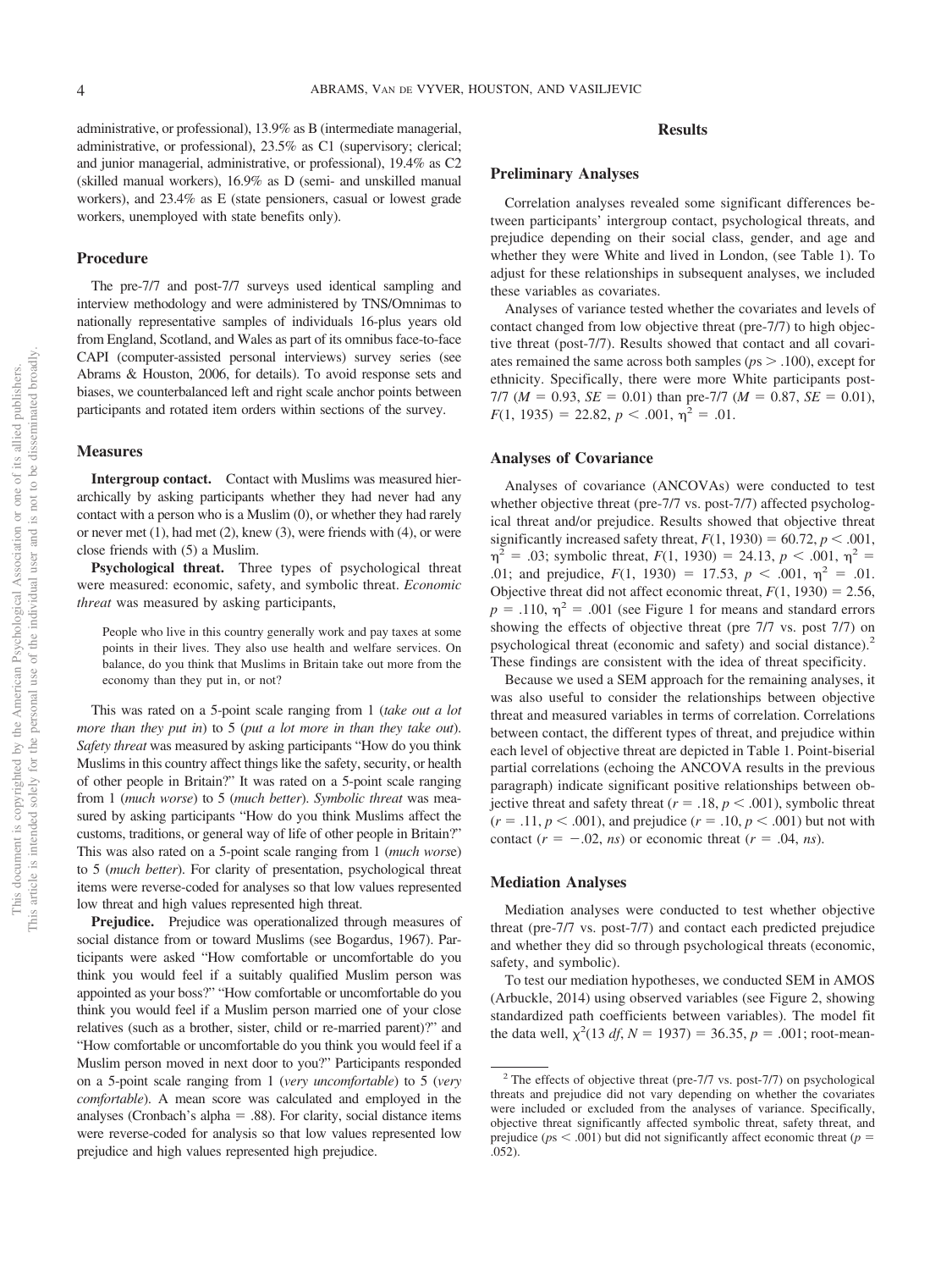administrative, or professional), 13.9% as B (intermediate managerial, administrative, or professional), 23.5% as C1 (supervisory; clerical; and junior managerial, administrative, or professional), 19.4% as C2 (skilled manual workers), 16.9% as D (semi- and unskilled manual workers), and 23.4% as E (state pensioners, casual or lowest grade workers, unemployed with state benefits only).

## Procedure

The pre-7/7 and post-7/7 surveys used identical sampling and interview methodology and were administered by TNS/Omnimas to nationally representative samples of individuals 16-plus years old from England, Scotland, and Wales as part of its omnibus face-to-face CAPI (computer-assisted personal interviews) survey series (see Abrams & Houston, 2006, for details). To avoid response sets and biases, we counterbalanced left and right scale anchor points between participants and rotated item orders within sections of the survey.

## Measures

**Intergroup contact.** Contact with Muslims was measured hierarchically by asking participants whether they had never had any contact with a person who is a Muslim (0), or whether they had rarely or never met (1), had met (2), knew (3), were friends with (4), or were close friends with (5) a Muslim.

**Psychological threat.** Three types of psychological threat were measured: economic, safety, and symbolic threat. *Economic threat* was measured by asking participants,

> People who live in this country generally work and pay taxes at some points in their lives. They also use health and welfare services. On balance, do you think that Muslims in Britain take out more from the economy than they put in, or not?

This was rated on a 5-point scale ranging from 1 (*take out a lot more than they put in*) to 5 (*put a lot more in than they take out*). *Safety threat* was measured by asking participants "How do you think Muslims in this country affect things like the safety, security, or health of other people in Britain?" It was rated on a 5-point scale ranging from 1 (*much worse*) to 5 (*much better*). *Symbolic threat* was measured by asking participants "How do you think Muslims affect the customs, traditions, or general way of life of other people in Britain?" This was also rated on a 5-point scale ranging from 1 (*much worse*) to 5 (*much better*). For clarity of presentation, psychological threat items were reverse-coded for analyses so that low values represented low threat and high values represented high threat.

**Prejudice.** Prejudice was operationalized through measures of social distance from or toward Muslims (see Bogardus, 1967). Participants were asked "How comfortable or uncomfortable do you think you would feel if a suitably qualified Muslim person was appointed as your boss?" "How comfortable or uncomfortable do you think you would feel if a Muslim person married one of your close relatives (such as a brother, sister, child or re-married parent)?" and "How comfortable or uncomfortable do you think you would feel if a Muslim person moved in next door to you?" Participants responded on a 5-point scale ranging from 1 (*very uncomfortable*) to 5 (*very comfortable*). A mean score was calculated and employed in the analyses (Cronbach's alpha = .88). For clarity, social distance items were reverse-coded for analysis so that low values represented low prejudice and high values represented high prejudice.

# Results

## Preliminary Analyses

Correlation analyses revealed some significant differences between participants' intergroup contact, psychological threats, and prejudice depending on their social class, gender, and age and whether they were White and lived in London, (see Table 1). To adjust for these relationships in subsequent analyses, we included these variables as covariates.

Analyses of variance tested whether the covariates and levels of contact changed from low objective threat (pre-7/7) to high objective threat (post-7/7). Results showed that contact and all covariates remained the same across both samples ($ps > .100$), except for ethnicity. Specifically, there were more White participants post-7/7 ($M = 0.93$, $SE = 0.01$) than pre-7/7 ($M = 0.87$, $SE = 0.01$), $F(1, 1935) = 22.82$, $p < .001$, $\eta^2 = .01$.

## Analyses of Covariance

Analyses of covariance (ANCOVAs) were conducted to test whether objective threat (pre-7/7 vs. post-7/7) affected psychological threat and/or prejudice. Results showed that objective threat significantly increased safety threat, $F(1, 1930) = 60.72$, $p < .001$, $\eta^2 = .03$; symbolic threat, $F(1, 1930) = 24.13$, $p < .001$, $\eta^2 = .01$; and prejudice, $F(1, 1930) = 17.53$, $p < .001$, $\eta^2 = .01$. Objective threat did not affect economic threat, $F(1, 1930) = 2.56$, $p = .110$, $\eta^2 = .001$ (see Figure 1 for means and standard errors showing the effects of objective threat (pre 7/7 vs. post 7/7) on psychological threat (economic and safety) and social distance).[2] These findings are consistent with the idea of threat specificity.

Because we used a SEM approach for the remaining analyses, it was also useful to consider the relationships between objective threat and measured variables in terms of correlations. Correlations between contact, the different types of threat, and prejudice within each level of objective threat are depicted in Table 1. Point-biserial partial correlations (echoing the ANCOVA results in the previous paragraph) indicate significant positive relationships between objective threat and safety threat ($r = .18$, $p < .001$), symbolic threat ($r = .11$, $p < .001$), and prejudice ($r = .10$, $p < .001$) but not with contact ($r = -.02$, *ns*) or economic threat ($r = .04$, *ns*).

## Mediation Analyses

Mediation analyses were conducted to test whether objective threat (pre-7/7 vs. post-7/7) and contact each predicted prejudice and whether they did so through psychological threats (economic, safety, and symbolic).

To test our mediation hypotheses, we conducted SEM in AMOS (Arbuckle, 2014) using observed variables (see Figure 2, showing standardized path coefficients between variables). The model fit the data well, $\chi^2(13\ df, N = 1937) = 36.35$, $p = .001$; root-mean-

[2] The effects of objective threat (pre-7/7 vs. post-7/7) on psychological threats and prejudice did not vary depending on whether the covariates were included or excluded from the analyses of variance. Specifically, objective threat significantly affected symbolic threat, safety threat, and prejudice ($ps < .001$) but did not significantly affect economic threat ($p = .052$).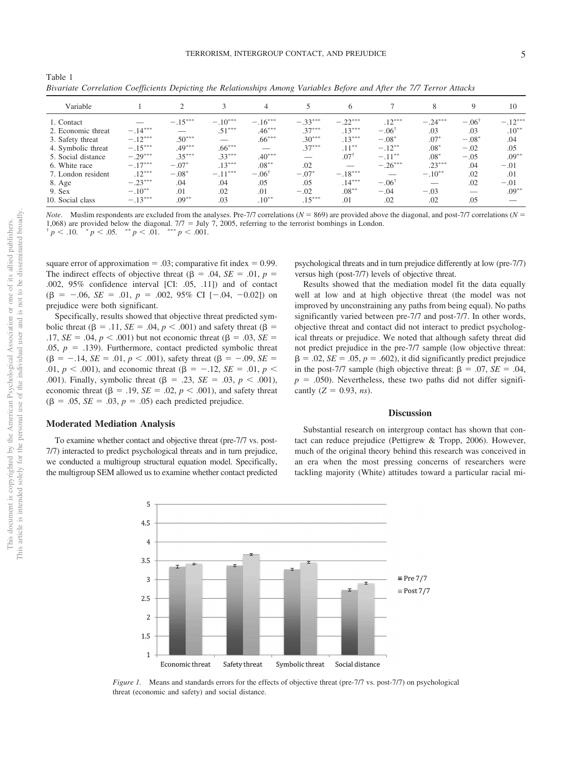Table 1
*Bivariate Correlation Coefficients Depicting the Relationships Among Variables Before and After the 7/7 Terror Attacks*

| Variable | 1 | 2 | 3 | 4 | 5 | 6 | 7 | 8 | 9 | 10 |
|---|---|---|---|---|---|---|---|---|---|---|
| 1. Contact | — | −.15*** | −.10*** | −.16*** | −.33*** | −.22*** | .12*** | −.24*** | −.06† | −.12*** |
| 2. Economic threat | −.14*** | — | .51*** | .46*** | .37*** | .13*** | −.06† | .03 | .03 | .10** |
| 3. Safety threat | −.12*** | .50*** | — | .66*** | .30*** | .13*** | −.08* | .07* | −.08* | .04 |
| 4. Symbolic threat | −.15*** | .49*** | .66*** | — | .37*** | .11** | −.12** | .08* | −.02 | .05 |
| 5. Social distance | −.29*** | .35*** | .33*** | .40*** | — | .07† | −.11** | .08* | −.05 | .09** |
| 6. White race | −.17*** | −.07* | .13*** | .08** | .02 | — | −.26*** | .23*** | .04 | −.01 |
| 7. London resident | .12*** | −.08* | −.11*** | −.06† | −.07* | −.18*** | — | −.10** | .02 | .01 |
| 8. Age | −.23*** | .04 | .04 | .05 | .05 | .14*** | −.06† | — | .02 | −.01 |
| 9. Sex | −.10** | .01 | .02 | .01 | −.02 | .08** | −.04 | −.03 | — | .09** |
| 10. Social class | −.13*** | .09** | .03 | .10** | .15*** | .01 | .02 | .02 | .05 | — |

*Note*. Muslim respondents are excluded from the analyses. Pre-7/7 correlations ($N = 869$) are provided above the diagonal, and post-7/7 correlations ($N = 1{,}068$) are provided below the diagonal. 7/7 = July 7, 2005, referring to the terrorist bombings in London.
† $p < .10$. * $p < .05$. ** $p < .01$. *** $p < .001$.

square error of approximation = .03; comparative fit index = 0.99. The indirect effects of objective threat ($\beta = .04$, $SE = .01$, $p = .002$, 95% confidence interval [CI: .05, .11]) and of contact ($\beta = -.06$, $SE = .01$, $p = .002$, 95% CI [−.04, −0.02]) on prejudice were both significant.

Specifically, results showed that objective threat predicted symbolic threat ($\beta = .11$, $SE = .04$, $p < .001$) and safety threat ($\beta = .17$, $SE = .04$, $p < .001$) but not economic threat ($\beta = .03$, $SE = .05$, $p = .139$). Furthermore, contact predicted symbolic threat ($\beta = -.14$, $SE = .01$, $p < .001$), safety threat ($\beta = -.09$, $SE = .01$, $p < .001$), and economic threat ($\beta = -.12$, $SE = .01$, $p < .001$). Finally, symbolic threat ($\beta = .23$, $SE = .03$, $p < .001$), economic threat ($\beta = .19$, $SE = .02$, $p < .001$), and safety threat ($\beta = .05$, $SE = .03$, $p = .05$) each predicted prejudice.

### Moderated Mediation Analysis

To examine whether contact and objective threat (pre-7/7 vs. post-7/7) interacted to predict psychological threats and in turn prejudice, we conducted a multigroup structural equation model. Specifically, the multigroup SEM allowed us to examine whether contact predicted psychological threats and in turn prejudice differently at low (pre-7/7) versus high (post-7/7) levels of objective threat.

Results showed that the mediation model fit the data equally well at low and at high objective threat (the model was not improved by unconstraining any paths from being equal). No paths significantly varied between pre-7/7 and post-7/7. In other words, objective threat and contact did not interact to predict psychological threats or prejudice. We noted that although safety threat did not predict prejudice in the pre-7/7 sample (low objective threat: $\beta = .02$, $SE = .05$, $p = .602$), it did significantly predict prejudice in the post-7/7 sample (high objective threat: $\beta = .07$, $SE = .04$, $p = .050$). Nevertheless, these two paths did not differ significantly ($Z = 0.93$, *ns*).

## Discussion

Substantial research on intergroup contact has shown that contact can reduce prejudice (Pettigrew & Tropp, 2006). However, much of the original theory behind this research was conceived in an era when the most pressing concerns of researchers were tackling majority (White) attitudes toward a particular racial mi-

*Figure 1*. Means and standards errors for the effects of objective threat (pre-7/7 vs. post-7/7) on psychological threat (economic and safety) and social distance.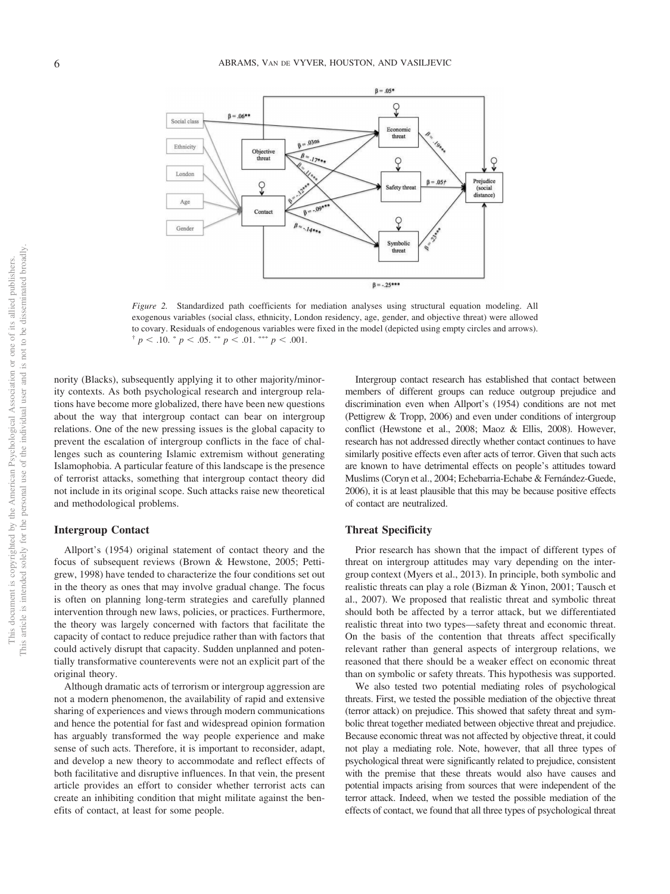*Figure 2.* Standardized path coefficients for mediation analyses using structural equation modeling. All exogenous variables (social class, ethnicity, London residency, age, gender, and objective threat) were allowed to covary. Residuals of endogenous variables were fixed in the model (depicted using empty circles and arrows). $^{\dagger}$ $p < .10$. $^{*}$ $p < .05$. $^{**}$ $p < .01$. $^{***}$ $p < .001$.

nority (Blacks), subsequently applying it to other majority/minority contexts. As both psychological research and intergroup relations have become more globalized, there have been new questions about the way that intergroup contact can bear on intergroup relations. One of the new pressing issues is the global capacity to prevent the escalation of intergroup conflicts in the face of challenges such as countering Islamic extremism without generating Islamophobia. A particular feature of this landscape is the presence of terrorist attacks, something that intergroup contact theory did not include in its original scope. Such attacks raise new theoretical and methodological problems.

### Intergroup Contact

Allport's (1954) original statement of contact theory and the focus of subsequent reviews (Brown & Hewstone, 2005; Pettigrew, 1998) have tended to characterize the four conditions set out in the theory as ones that may involve gradual change. The focus is often on planning long-term strategies and carefully planned intervention through new laws, policies, or practices. Furthermore, the theory was largely concerned with factors that facilitate the capacity of contact to reduce prejudice rather than with factors that could actively disrupt that capacity. Sudden unplanned and potentially transformative counterevents were not an explicit part of the original theory.

Although dramatic acts of terrorism or intergroup aggression are not a modern phenomenon, the availability of rapid and extensive sharing of experiences and views through modern communications and hence the potential for fast and widespread opinion formation has arguably transformed the way people experience and make sense of such acts. Therefore, it is important to reconsider, adapt, and develop a new theory to accommodate and reflect effects of both facilitative and disruptive influences. In that vein, the present article provides an effort to consider whether terrorist acts can create an inhibiting condition that might militate against the benefits of contact, at least for some people.

Intergroup contact research has established that contact between members of different groups can reduce outgroup prejudice and discrimination even when Allport's (1954) conditions are not met (Pettigrew & Tropp, 2006) and even under conditions of intergroup conflict (Hewstone et al., 2008; Maoz & Ellis, 2008). However, research has not addressed directly whether contact continues to have similarly positive effects even after acts of terror. Given that such acts are known to have detrimental effects on people's attitudes toward Muslims (Coryn et al., 2004; Echebarria-Echabe & Fernández-Guede, 2006), it is at least plausible that this may be because positive effects of contact are neutralized.

### Threat Specificity

Prior research has shown that the impact of different types of threat on intergroup attitudes may vary depending on the intergroup context (Myers et al., 2013). In principle, both symbolic and realistic threats can play a role (Bizman & Yinon, 2001; Tausch et al., 2007). We proposed that realistic threat and symbolic threat should both be affected by a terror attack, but we differentiated realistic threat into two types—safety threat and economic threat. On the basis of the contention that threats affect specifically relevant rather than general aspects of intergroup relations, we reasoned that there should be a weaker effect on economic threat than on symbolic or safety threats. This hypothesis was supported.

We also tested two potential mediating roles of psychological threats. First, we tested the possible mediation of the objective threat (terror attack) on prejudice. This showed that safety threat and symbolic threat together mediated between objective threat and prejudice. Because economic threat was not affected by objective threat, it could not play a mediating role. Note, however, that all three types of psychological threat were significantly related to prejudice, consistent with the premise that these threats would also have causes and potential impacts arising from sources that were independent of the terror attack. Indeed, when we tested the possible mediation of the effects of contact, we found that all three types of psychological threat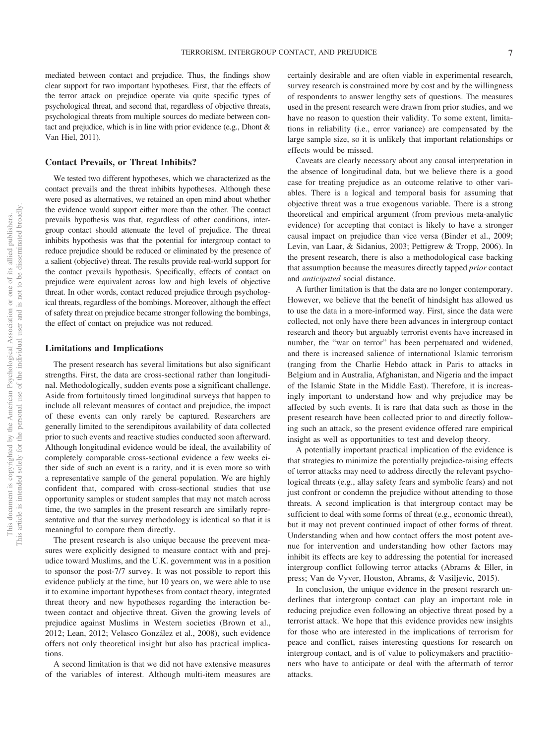mediated between contact and prejudice. Thus, the findings show clear support for two important hypotheses. First, that the effects of the terror attack on prejudice operate via quite specific types of psychological threat, and second that, regardless of objective threats, psychological threats from multiple sources do mediate between contact and prejudice, which is in line with prior evidence (e.g., Dhont & Van Hiel, 2011).

### Contact Prevails, or Threat Inhibits?

We tested two different hypotheses, which we characterized as the contact prevails and the threat inhibits hypotheses. Although these were posed as alternatives, we retained an open mind about whether the evidence would support either more than the other. The contact prevails hypothesis was that, regardless of other conditions, intergroup contact should attenuate the level of prejudice. The threat inhibits hypothesis was that the potential for intergroup contact to reduce prejudice should be reduced or eliminated by the presence of a salient (objective) threat. The results provide real-world support for the contact prevails hypothesis. Specifically, effects of contact on prejudice were equivalent across low and high levels of objective threat. In other words, contact reduced prejudice through psychological threats, regardless of the bombings. Moreover, although the effect of safety threat on prejudice became stronger following the bombings, the effect of contact on prejudice was not reduced.

### Limitations and Implications

The present research has several limitations but also significant strengths. First, the data are cross-sectional rather than longitudinal. Methodologically, sudden events pose a significant challenge. Aside from fortuitously timed longitudinal surveys that happen to include all relevant measures of contact and prejudice, the impact of these events can only rarely be captured. Researchers are generally limited to the serendipitous availability of data collected prior to such events and reactive studies conducted soon afterward. Although longitudinal evidence would be ideal, the availability of completely comparable cross-sectional evidence a few weeks either side of such an event is a rarity, and it is even more so with a representative sample of the general population. We are highly confident that, compared with cross-sectional studies that use opportunity samples or student samples that may not match across time, the two samples in the present research are similarly representative and that the survey methodology is identical so that it is meaningful to compare them directly.

The present research is also unique because the preevent measures were explicitly designed to measure contact with and prejudice toward Muslims, and the U.K. government was in a position to sponsor the post-7/7 survey. It was not possible to report this evidence publicly at the time, but 10 years on, we were able to use it to examine important hypotheses from contact theory, integrated threat theory and new hypotheses regarding the interaction between contact and objective threat. Given the growing levels of prejudice against Muslims in Western societies (Brown et al., 2012; Lean, 2012; Velasco González et al., 2008), such evidence offers not only theoretical insight but also has practical implications.

A second limitation is that we did not have extensive measures of the variables of interest. Although multi-item measures are certainly desirable and are often viable in experimental research, survey research is constrained more by cost and by the willingness of respondents to answer lengthy sets of questions. The measures used in the present research were drawn from prior studies, and we have no reason to question their validity. To some extent, limitations in reliability (i.e., error variance) are compensated by the large sample size, so it is unlikely that important relationships or effects would be missed.

Caveats are clearly necessary about any causal interpretation in the absence of longitudinal data, but we believe there is a good case for treating prejudice as an outcome relative to other variables. There is a logical and temporal basis for assuming that objective threat was a true exogenous variable. There is a strong theoretical and empirical argument (from previous meta-analytic evidence) for accepting that contact is likely to have a stronger causal impact on prejudice than vice versa (Binder et al., 2009; Levin, van Laar, & Sidanius, 2003; Pettigrew & Tropp, 2006). In the present research, there is also a methodological case backing that assumption because the measures directly tapped *prior* contact and *anticipated* social distance.

A further limitation is that the data are no longer contemporary. However, we believe that the benefit of hindsight has allowed us to use the data in a more-informed way. First, since the data were collected, not only have there been advances in intergroup contact research and theory but arguably terrorist events have increased in number, the "war on terror" has been perpetuated and widened, and there is increased salience of international Islamic terrorism (ranging from the Charlie Hebdo attack in Paris to attacks in Belgium and in Australia, Afghanistan, and Nigeria and the impact of the Islamic State in the Middle East). Therefore, it is increasingly important to understand how and why prejudice may be affected by such events. It is rare that data such as those in the present research have been collected prior to and directly following such an attack, so the present evidence offered rare empirical insight as well as opportunities to test and develop theory.

A potentially important practical implication of the evidence is that strategies to minimize the potentially prejudice-raising effects of terror attacks may need to address directly the relevant psychological threats (e.g., allay safety fears and symbolic fears) and not just confront or condemn the prejudice without attending to those threats. A second implication is that intergroup contact may be sufficient to deal with some forms of threat (e.g., economic threat), but it may not prevent continued impact of other forms of threat. Understanding when and how contact offers the most potent avenue for intervention and understanding how other factors may inhibit its effects are key to addressing the potential for increased intergroup conflict following terror attacks (Abrams & Eller, in press; Van de Vyver, Houston, Abrams, & Vasiljevic, 2015).

In conclusion, the unique evidence in the present research underlines that intergroup contact can play an important role in reducing prejudice even following an objective threat posed by a terrorist attack. We hope that this evidence provides new insights for those who are interested in the implications of terrorism for peace and conflict, raises interesting questions for research on intergroup contact, and is of value to policymakers and practitioners who have to anticipate or deal with the aftermath of terror attacks.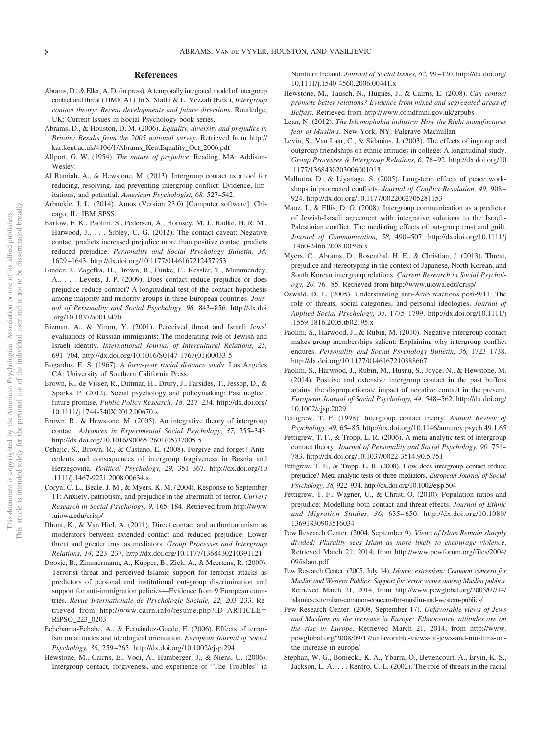## References

Abrams, D., & Eller, A. D. (in press). A temporally integrated model of intergroup contact and threat (TIMICAT). In S. Stathi & L. Vezzali (Eds.), *Intergroup contact theory: Recent developments and future directions*. Routledge, UK: Current Issues in Social Psychology book series.

Abrams, D., & Houston, D. M. (2006). *Equality, diversity and prejudice in Britain: Results from the 2005 national survey*. Retrieved from http://kar.kent.ac.uk/4106/1/Abrams_KentEquality_Oct_2006.pdf

Allport, G. W. (1954). *The nature of prejudice*. Reading, MA: Addison-Wesley.

Al Ramiah, A., & Hewstone, M. (2013). Intergroup contact as a tool for reducing, resolving, and preventing intergroup conflict: Evidence, limitations, and potential. *American Psychologist, 68,* 527–542.

Arbuckle, J. L. (2014). Amos (Version 23.0) [Computer software]. Chicago, IL: IBM SPSS.

Barlow, F. K., Paolini, S., Pedersen, A., Hornsey, M. J., Radke, H. R. M., Harwood, J., . . . Sibley, C. G. (2012). The contact caveat: Negative contact predicts increased prejudice more than positive contact predicts reduced prejudice. *Personality and Social Psychology Bulletin, 38,* 1629–1643. http://dx.doi.org/10.1177/0146167212457953

Binder, J., Zagefka, H., Brown, R., Funke, F., Kessler, T., Mummendey, A., . . . Leyens, J.-P. (2009). Does contact reduce prejudice or does prejudice reduce contact? A longitudinal test of the contact hypothesis among majority and minority groups in three European countries. *Journal of Personality and Social Psychology, 96,* 843–856. http://dx.doi.org/10.1037/a0013470

Bizman, A., & Yinon, Y. (2001). Perceived threat and Israeli Jews' evaluations of Russian immigrants: The moderating role of Jewish and Israeli identity. *International Journal of Intercultural Relations, 25,* 691–704. http://dx.doi.org/10.1016/S0147-1767(01)00033-5

Bogardus, E. S. (1967). *A forty-year racial distance study*. Los Angeles CA: University of Southern California Press.

Brown, R., de Visser, R., Dittmar, H., Drury, J., Farsides, T., Jessop, D., & Sparks, P. (2012). Social psychology and policymaking: Past neglect, future promise. *Public Policy Research, 18,* 227–234. http://dx.doi.org/10.1111/j.1744-540X.2012.00670.x

Brown, R., & Hewstone, M. (2005). An integrative theory of intergroup contact. *Advances in Experimental Social Psychology, 37,* 255–343. http://dx.doi.org/10.1016/S0065-2601(05)37005-5

Cehajic, S., Brown, R., & Castano, E. (2008). Forgive and forget? Antecedents and consequences of intergroup forgiveness in Bosnia and Herzegovina. *Political Psychology, 29,* 351–367. http://dx.doi.org/10.1111/j.1467-9221.2008.00634.x

Coryn, C. L., Beale, J. M., & Myers, K. M. (2004). Response to September 11: Anxiety, patriotism, and prejudice in the aftermath of terror. *Current Research in Social Psychology, 9,* 165–184. Retrieved from http://www.uiowa.edu/crisp/

Dhont, K., & Van Hiel, A. (2011). Direct contact and authoritarianism as moderators between extended contact and reduced prejudice: Lower threat and greater trust as mediators. *Group Processes and Intergroup Relations, 14,* 223–237. http://dx.doi.org/10.1177/1368430210391121

Doosje, B., Zimmermann, A., Küpper, B., Zick, A., & Meertens, R. (2009). Terrorist threat and perceived Islamic support for terrorist attacks as predictors of personal and institutional out-group discrimination and support for anti-immigration policies—Evidence from 9 European countries. *Revue Internationale de Psychologie Sociale, 22,* 203–233. Retrieved from http://www.cairn.info/resume.php?ID_ARTICLE=RIPSO_223_0203

Echebarria-Echabe, A., & Fernández-Guede, E. (2006). Effects of terrorism on attitudes and ideological orientation. *European Journal of Social Psychology, 36,* 259–265. http://dx.doi.org/10.1002/ejsp.294

Hewstone, M., Cairns, E., Voci, A., Hamberger, J., & Niens, U. (2006). Intergroup contact, forgiveness, and experience of "The Troubles" in Northern Ireland. *Journal of Social Issues, 62,* 99–120. http://dx.doi.org/10.1111/j.1540-4560.2006.00441.x

Hewstone, M., Tausch, N., Hughes, J., & Cairns, E. (2008). *Can contact promote better relations? Evidence from mixed and segregated areas of Belfast*. Retrieved from http://www.ofmdfmni.gov.uk/grpubs

Lean, N. (2012). *The Islamophobia industry: How the Right manufactures fear of Muslims*. New York, NY: Palgrave Macmillan.

Levin, S., Van Laar, C., & Sidanius, J. (2003). The effects of ingroup and outgroup friendships on ethnic attitudes in college: A longitudinal study. *Group Processes & Intergroup Relations, 6,* 76–92. http://dx.doi.org/10.1177/1368430203006001013

Malhotra, D., & Liyanage, S. (2005). Long-term effects of peace workshops in protracted conflicts. *Journal of Conflict Resolution, 49,* 908–924. http://dx.doi.org/10.1177/0022002705281153

Maoz, I., & Ellis, D. G. (2008). Intergroup communication as a predictor of Jewish-Israeli agreement with integrative solutions to the Israeli-Palestinian conflict: The mediating effects of out-group trust and guilt. *Journal of Communication, 58,* 490–507. http://dx.doi.org/10.1111/j.1460-2466.2008.00396.x

Myers, C., Abrams, D., Rosenthal, H. E., & Christian, J. (2013). Threat, prejudice and stereotyping in the context of Japanese, North Korean, and South Korean intergroup relations. *Current Research in Social Psychology, 20,* 76–85. Retrieved from http://www.uiowa.edu/crisp/

Oswald, D. L. (2005). Understanding anti-Arab reactions post-9/11: The role of threats, social categories, and personal ideologies. *Journal of Applied Social Psychology, 35,* 1775–1799. http://dx.doi.org/10.1111/j.1559-1816.2005.tb02195.x

Paolini, S., Harwood, J., & Rubin, M. (2010). Negative intergroup contact makes group memberships salient: Explaining why intergroup conflict endures. *Personality and Social Psychology Bulletin, 36,* 1723–1738. http://dx.doi.org/10.1177/0146167210388667

Paolini, S., Harwood, J., Rubin, M., Husnu, S., Joyce, N., & Hewstone, M. (2014). Positive and extensive intergroup contact in the past buffers against the disproportionate impact of negative contact in the present. *European Journal of Social Psychology, 44,* 548–562. http://dx.doi.org/10.1002/ejsp.2029

Pettigrew, T. F. (1998). Intergroup contact theory. *Annual Review of Psychology, 49,* 65–85. http://dx.doi.org/10.1146/annurev.psych.49.1.65

Pettigrew, T. F., & Tropp, L. R. (2006). A meta-analytic test of intergroup contact theory. *Journal of Personality and Social Psychology, 90,* 751–783. http://dx.doi.org/10.1037/0022-3514.90.5.751

Pettigrew, T. F., & Tropp, L. R. (2008). How does intergroup contact reduce prejudice? Meta-analytic tests of three mediators. *European Journal of Social Psychology, 38,* 922–934. http://dx.doi.org/10.1002/ejsp.504

Pettigrew, T. F., Wagner, U., & Christ, O. (2010). Population ratios and prejudice: Modelling both contact and threat effects. *Journal of Ethnic and Migration Studies, 36,* 635–650. http://dx.doi.org/10.1080/13691830903516034

Pew Research Center. (2004, September 9). *Views of Islam Remain sharply divided: Plurality sees Islam as more likely to encourage violence*. Retrieved March 21, 2014, from http://www.pewforum.org/files/2004/09/islam.pdf

Pew Research Center. (2005, July 14). *Islamic extremism: Common concern for Muslim and Western Publics: Support for terror wanes among Muslim publics*. Retrieved March 21, 2014, from http://www.pewglobal.org/2005/07/14/islamic-extremism-common-concern-for-muslim-and-western-publics/

Pew Research Center. (2008, September 17). *Unfavorable views of Jews and Muslims on the increase in Europe: Ethnocentric attitudes are on the rise in Europe*. Retrieved March 21, 2014, from http://www.pewglobal.org/2008/09/17/unfavorable-views-of-jews-and-muslims-on-the-increase-in-europe/

Stephan, W. G., Boniecki, K. A., Ybarra, O., Bettencourt, A., Ervin, K. S., Jackson, L. A., . . . Renfro, C. L. (2002). The role of threats in the racial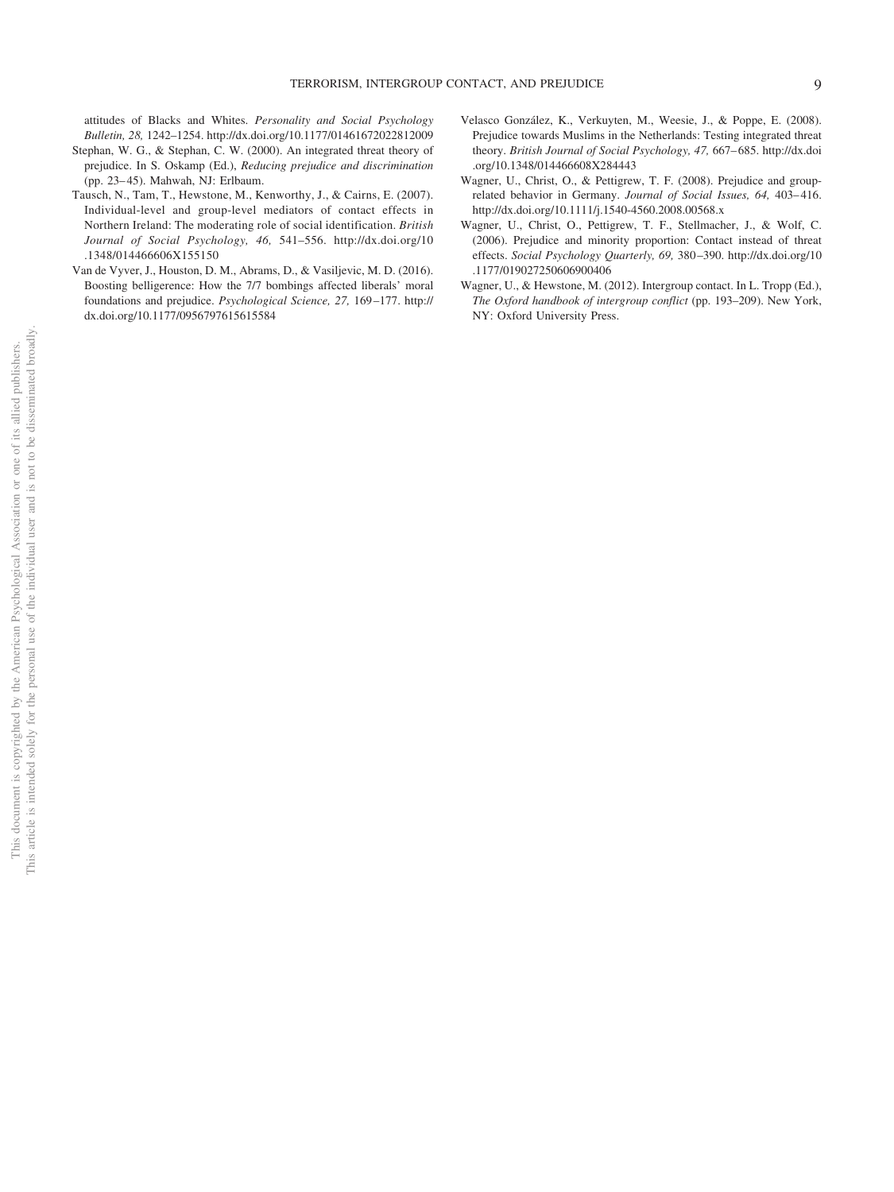attitudes of Blacks and Whites. *Personality and Social Psychology Bulletin, 28,* 1242–1254. http://dx.doi.org/10.1177/01461672022812009

Stephan, W. G., & Stephan, C. W. (2000). An integrated threat theory of prejudice. In S. Oskamp (Ed.), *Reducing prejudice and discrimination* (pp. 23–45). Mahwah, NJ: Erlbaum.

Tausch, N., Tam, T., Hewstone, M., Kenworthy, J., & Cairns, E. (2007). Individual-level and group-level mediators of contact effects in Northern Ireland: The moderating role of social identification. *British Journal of Social Psychology, 46,* 541–556. http://dx.doi.org/10.1348/014466606X155150

Van de Vyver, J., Houston, D. M., Abrams, D., & Vasiljevic, M. D. (2016). Boosting belligerence: How the 7/7 bombings affected liberals' moral foundations and prejudice. *Psychological Science, 27,* 169–177. http://dx.doi.org/10.1177/0956797615615584

Velasco González, K., Verkuyten, M., Weesie, J., & Poppe, E. (2008). Prejudice towards Muslims in the Netherlands: Testing integrated threat theory. *British Journal of Social Psychology, 47,* 667–685. http://dx.doi.org/10.1348/014466608X284443

Wagner, U., Christ, O., & Pettigrew, T. F. (2008). Prejudice and group-related behavior in Germany. *Journal of Social Issues, 64,* 403–416. http://dx.doi.org/10.1111/j.1540-4560.2008.00568.x

Wagner, U., Christ, O., Pettigrew, T. F., Stellmacher, J., & Wolf, C. (2006). Prejudice and minority proportion: Contact instead of threat effects. *Social Psychology Quarterly, 69,* 380–390. http://dx.doi.org/10.1177/019027250606900406

Wagner, U., & Hewstone, M. (2012). Intergroup contact. In L. Tropp (Ed.), *The Oxford handbook of intergroup conflict* (pp. 193–209). New York, NY: Oxford University Press.